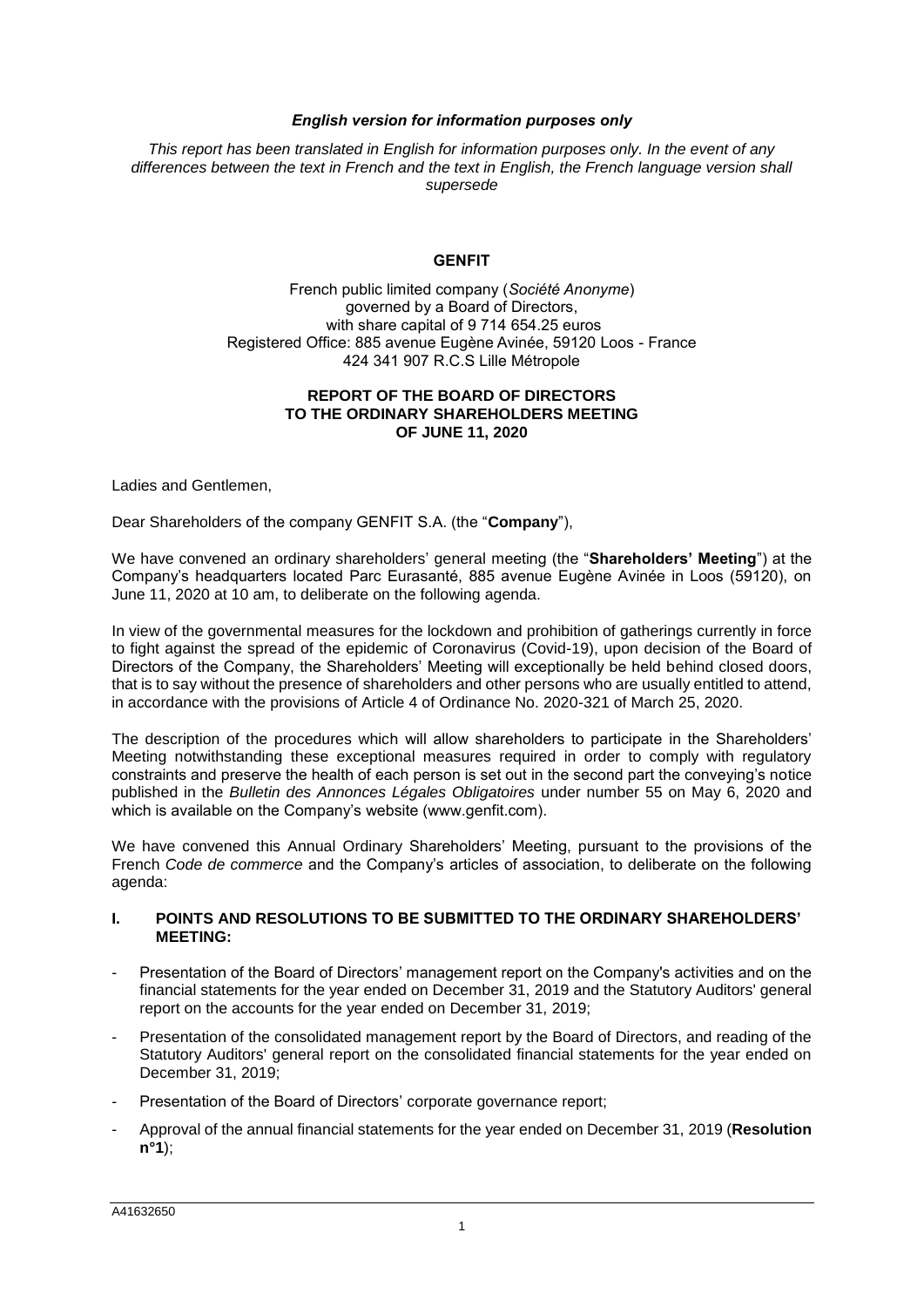***English version for information purposes only***

*This report has been translated in English for information purposes only. In the event of any differences between the text in French and the text in English, the French language version shall supersede*

**GENFIT**

French public limited company (*Société Anonyme*)
governed by a Board of Directors,
with share capital of 9 714 654.25 euros
Registered Office: 885 avenue Eugène Avinée, 59120 Loos - France
424 341 907 R.C.S Lille Métropole

**REPORT OF THE BOARD OF DIRECTORS
TO THE ORDINARY SHAREHOLDERS MEETING
OF JUNE 11, 2020**

Ladies and Gentlemen,

Dear Shareholders of the company GENFIT S.A. (the "**Company**"),

We have convened an ordinary shareholders' general meeting (the "**Shareholders' Meeting**") at the Company's headquarters located Parc Eurasanté, 885 avenue Eugène Avinée in Loos (59120), on June 11, 2020 at 10 am, to deliberate on the following agenda.

In view of the governmental measures for the lockdown and prohibition of gatherings currently in force to fight against the spread of the epidemic of Coronavirus (Covid-19), upon decision of the Board of Directors of the Company, the Shareholders' Meeting will exceptionally be held behind closed doors, that is to say without the presence of shareholders and other persons who are usually entitled to attend, in accordance with the provisions of Article 4 of Ordinance No. 2020-321 of March 25, 2020.

The description of the procedures which will allow shareholders to participate in the Shareholders' Meeting notwithstanding these exceptional measures required in order to comply with regulatory constraints and preserve the health of each person is set out in the second part the conveying's notice published in the *Bulletin des Annonces Légales Obligatoires* under number 55 on May 6, 2020 and which is available on the Company's website (www.genfit.com).

We have convened this Annual Ordinary Shareholders' Meeting, pursuant to the provisions of the French *Code de commerce* and the Company's articles of association, to deliberate on the following agenda:

## I. POINTS AND RESOLUTIONS TO BE SUBMITTED TO THE ORDINARY SHAREHOLDERS' MEETING:

- Presentation of the Board of Directors' management report on the Company's activities and on the financial statements for the year ended on December 31, 2019 and the Statutory Auditors' general report on the accounts for the year ended on December 31, 2019;
- Presentation of the consolidated management report by the Board of Directors, and reading of the Statutory Auditors' general report on the consolidated financial statements for the year ended on December 31, 2019;
- Presentation of the Board of Directors' corporate governance report;
- Approval of the annual financial statements for the year ended on December 31, 2019 (**Resolution n°1**);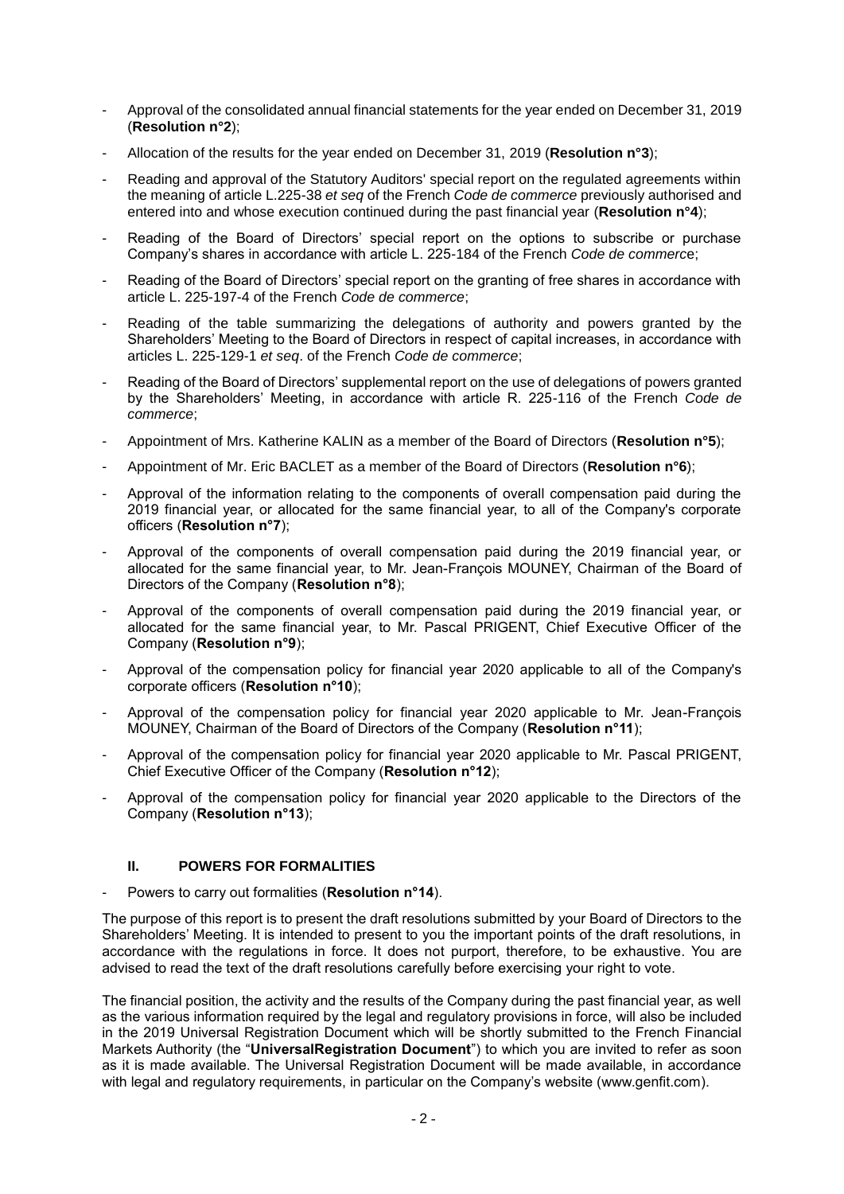- Approval of the consolidated annual financial statements for the year ended on December 31, 2019 (**Resolution n°2**);
- Allocation of the results for the year ended on December 31, 2019 (**Resolution n°3**);
- Reading and approval of the Statutory Auditors' special report on the regulated agreements within the meaning of article L.225-38 *et seq* of the French *Code de commerce* previously authorised and entered into and whose execution continued during the past financial year (**Resolution n°4**);
- Reading of the Board of Directors' special report on the options to subscribe or purchase Company's shares in accordance with article L. 225-184 of the French *Code de commerce*;
- Reading of the Board of Directors' special report on the granting of free shares in accordance with article L. 225-197-4 of the French *Code de commerce*;
- Reading of the table summarizing the delegations of authority and powers granted by the Shareholders' Meeting to the Board of Directors in respect of capital increases, in accordance with articles L. 225-129-1 *et seq*. of the French *Code de commerce*;
- Reading of the Board of Directors' supplemental report on the use of delegations of powers granted by the Shareholders' Meeting, in accordance with article R. 225-116 of the French *Code de commerce*;
- Appointment of Mrs. Katherine KALIN as a member of the Board of Directors (**Resolution n°5**);
- Appointment of Mr. Eric BACLET as a member of the Board of Directors (**Resolution n°6**);
- Approval of the information relating to the components of overall compensation paid during the 2019 financial year, or allocated for the same financial year, to all of the Company's corporate officers (**Resolution n°7**);
- Approval of the components of overall compensation paid during the 2019 financial year, or allocated for the same financial year, to Mr. Jean-François MOUNEY, Chairman of the Board of Directors of the Company (**Resolution n°8**);
- Approval of the components of overall compensation paid during the 2019 financial year, or allocated for the same financial year, to Mr. Pascal PRIGENT, Chief Executive Officer of the Company (**Resolution n°9**);
- Approval of the compensation policy for financial year 2020 applicable to all of the Company's corporate officers (**Resolution n°10**);
- Approval of the compensation policy for financial year 2020 applicable to Mr. Jean-François MOUNEY, Chairman of the Board of Directors of the Company (**Resolution n°11**);
- Approval of the compensation policy for financial year 2020 applicable to Mr. Pascal PRIGENT, Chief Executive Officer of the Company (**Resolution n°12**);
- Approval of the compensation policy for financial year 2020 applicable to the Directors of the Company (**Resolution n°13**);

## II. POWERS FOR FORMALITIES

- Powers to carry out formalities (**Resolution n°14**).

The purpose of this report is to present the draft resolutions submitted by your Board of Directors to the Shareholders' Meeting. It is intended to present to you the important points of the draft resolutions, in accordance with the regulations in force. It does not purport, therefore, to be exhaustive. You are advised to read the text of the draft resolutions carefully before exercising your right to vote.

The financial position, the activity and the results of the Company during the past financial year, as well as the various information required by the legal and regulatory provisions in force, will also be included in the 2019 Universal Registration Document which will be shortly submitted to the French Financial Markets Authority (the "**UniversalRegistration Document**") to which you are invited to refer as soon as it is made available. The Universal Registration Document will be made available, in accordance with legal and regulatory requirements, in particular on the Company's website (www.genfit.com).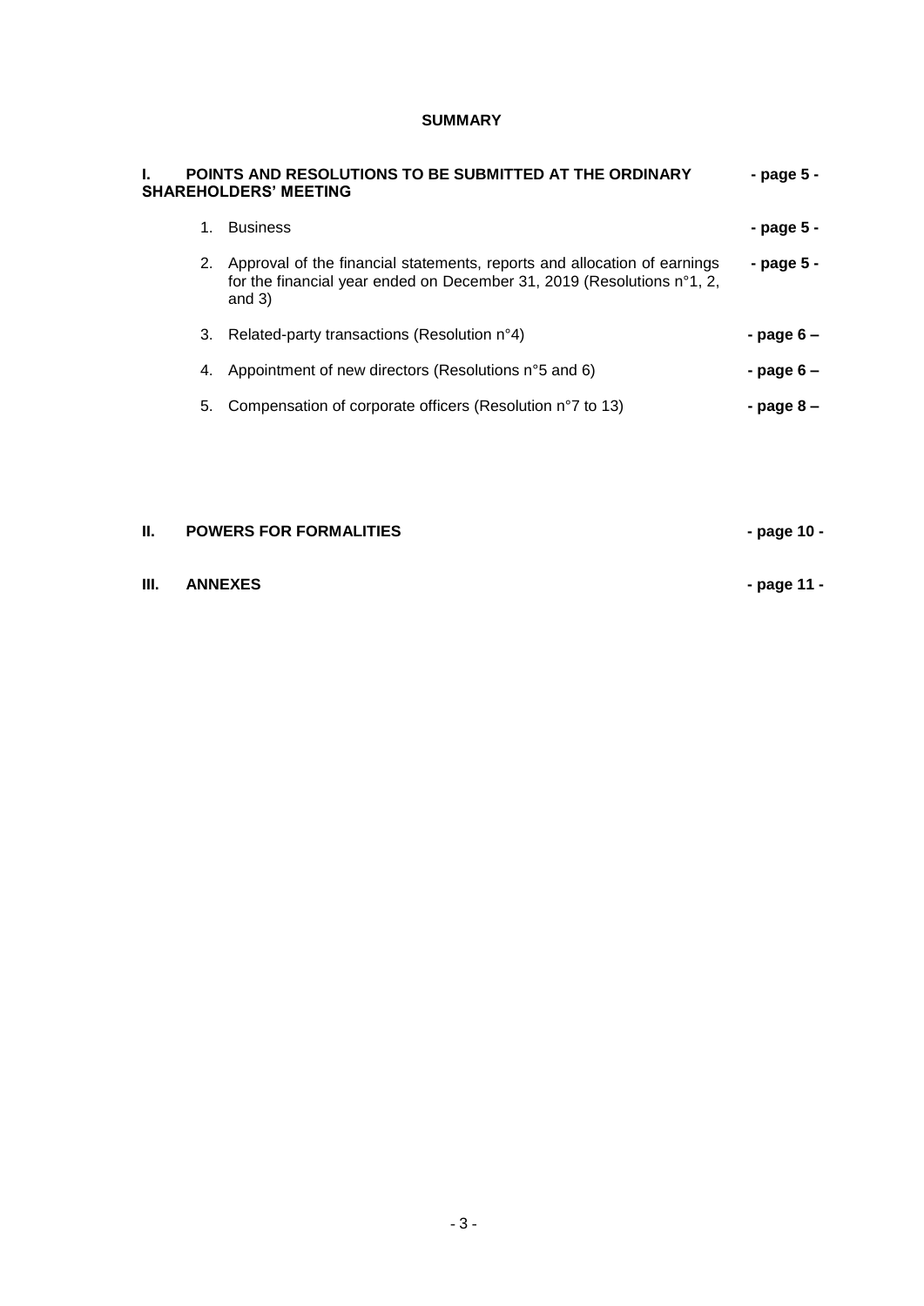**SUMMARY**

| | | |
|---|---|---|
| **I. POINTS AND RESOLUTIONS TO BE SUBMITTED AT THE ORDINARY SHAREHOLDERS' MEETING** | | **- page 5 -** |
| | 1. Business | **- page 5 -** |
| | 2. Approval of the financial statements, reports and allocation of earnings for the financial year ended on December 31, 2019 (Resolutions n°1, 2, and 3) | **- page 5 -** |
| | 3. Related-party transactions (Resolution n°4) | **- page 6 –** |
| | 4. Appointment of new directors (Resolutions n°5 and 6) | **- page 6 –** |
| | 5. Compensation of corporate officers (Resolution n°7 to 13) | **- page 8 –** |
| **II. POWERS FOR FORMALITIES** | | **- page 10 -** |
| **III. ANNEXES** | | **- page 11 -** |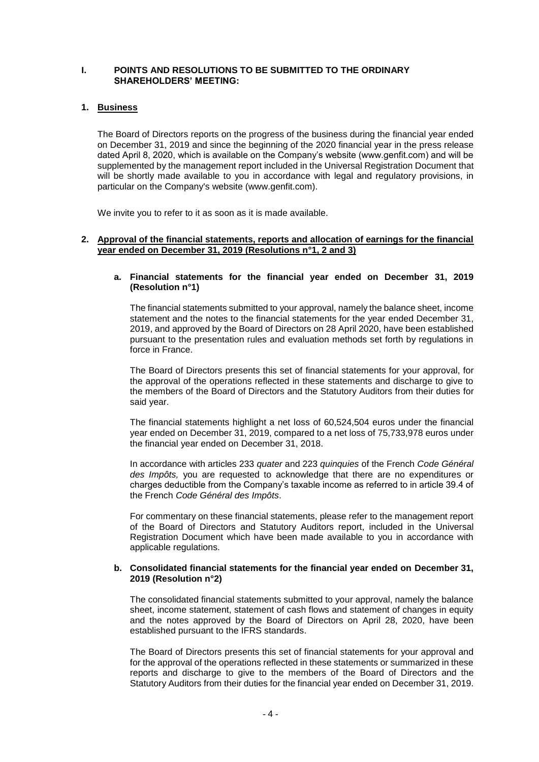# I. POINTS AND RESOLUTIONS TO BE SUBMITTED TO THE ORDINARY SHAREHOLDERS' MEETING:

## 1. Business

The Board of Directors reports on the progress of the business during the financial year ended on December 31, 2019 and since the beginning of the 2020 financial year in the press release dated April 8, 2020, which is available on the Company's website (www.genfit.com) and will be supplemented by the management report included in the Universal Registration Document that will be shortly made available to you in accordance with legal and regulatory provisions, in particular on the Company's website (www.genfit.com).

We invite you to refer to it as soon as it is made available.

## 2. Approval of the financial statements, reports and allocation of earnings for the financial year ended on December 31, 2019 (Resolutions n°1, 2 and 3)

### a. Financial statements for the financial year ended on December 31, 2019 (Resolution n°1)

The financial statements submitted to your approval, namely the balance sheet, income statement and the notes to the financial statements for the year ended December 31, 2019, and approved by the Board of Directors on 28 April 2020, have been established pursuant to the presentation rules and evaluation methods set forth by regulations in force in France.

The Board of Directors presents this set of financial statements for your approval, for the approval of the operations reflected in these statements and discharge to give to the members of the Board of Directors and the Statutory Auditors from their duties for said year.

The financial statements highlight a net loss of 60,524,504 euros under the financial year ended on December 31, 2019, compared to a net loss of 75,733,978 euros under the financial year ended on December 31, 2018.

In accordance with articles 233 *quater* and 223 *quinquies* of the French *Code Général des Impôts,* you are requested to acknowledge that there are no expenditures or charges deductible from the Company's taxable income as referred to in article 39.4 of the French *Code Général des Impôts*.

For commentary on these financial statements, please refer to the management report of the Board of Directors and Statutory Auditors report, included in the Universal Registration Document which have been made available to you in accordance with applicable regulations.

### b. Consolidated financial statements for the financial year ended on December 31, 2019 (Resolution n°2)

The consolidated financial statements submitted to your approval, namely the balance sheet, income statement, statement of cash flows and statement of changes in equity and the notes approved by the Board of Directors on April 28, 2020, have been established pursuant to the IFRS standards.

The Board of Directors presents this set of financial statements for your approval and for the approval of the operations reflected in these statements or summarized in these reports and discharge to give to the members of the Board of Directors and the Statutory Auditors from their duties for the financial year ended on December 31, 2019.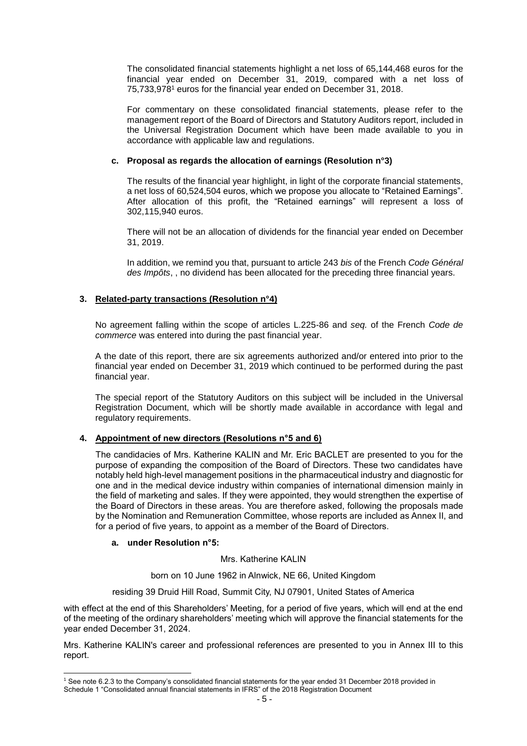The consolidated financial statements highlight a net loss of 65,144,468 euros for the financial year ended on December 31, 2019, compared with a net loss of 75,733,978[1] euros for the financial year ended on December 31, 2018.

For commentary on these consolidated financial statements, please refer to the management report of the Board of Directors and Statutory Auditors report, included in the Universal Registration Document which have been made available to you in accordance with applicable law and regulations.

#### c. Proposal as regards the allocation of earnings (Resolution n°3)

The results of the financial year highlight, in light of the corporate financial statements, a net loss of 60,524,504 euros, which we propose you allocate to "Retained Earnings". After allocation of this profit, the "Retained earnings" will represent a loss of 302,115,940 euros.

There will not be an allocation of dividends for the financial year ended on December 31, 2019.

In addition, we remind you that, pursuant to article 243 *bis* of the French *Code Général des Impôts*, , no dividend has been allocated for the preceding three financial years.

### 3. Related-party transactions (Resolution n°4)

No agreement falling within the scope of articles L.225-86 and *seq.* of the French *Code de commerce* was entered into during the past financial year.

A the date of this report, there are six agreements authorized and/or entered into prior to the financial year ended on December 31, 2019 which continued to be performed during the past financial year.

The special report of the Statutory Auditors on this subject will be included in the Universal Registration Document, which will be shortly made available in accordance with legal and regulatory requirements.

### 4. Appointment of new directors (Resolutions n°5 and 6)

The candidacies of Mrs. Katherine KALIN and Mr. Eric BACLET are presented to you for the purpose of expanding the composition of the Board of Directors. These two candidates have notably held high-level management positions in the pharmaceutical industry and diagnostic for one and in the medical device industry within companies of international dimension mainly in the field of marketing and sales. If they were appointed, they would strengthen the expertise of the Board of Directors in these areas. You are therefore asked, following the proposals made by the Nomination and Remuneration Committee, whose reports are included as Annex II, and for a period of five years, to appoint as a member of the Board of Directors.

#### a. under Resolution n°5:

Mrs. Katherine KALIN

born on 10 June 1962 in Alnwick, NE 66, United Kingdom

residing 39 Druid Hill Road, Summit City, NJ 07901, United States of America

with effect at the end of this Shareholders' Meeting, for a period of five years, which will end at the end of the meeting of the ordinary shareholders' meeting which will approve the financial statements for the year ended December 31, 2024.

Mrs. Katherine KALIN's career and professional references are presented to you in Annex III to this report.

---

[1] See note 6.2.3 to the Company's consolidated financial statements for the year ended 31 December 2018 provided in Schedule 1 "Consolidated annual financial statements in IFRS" of the 2018 Registration Document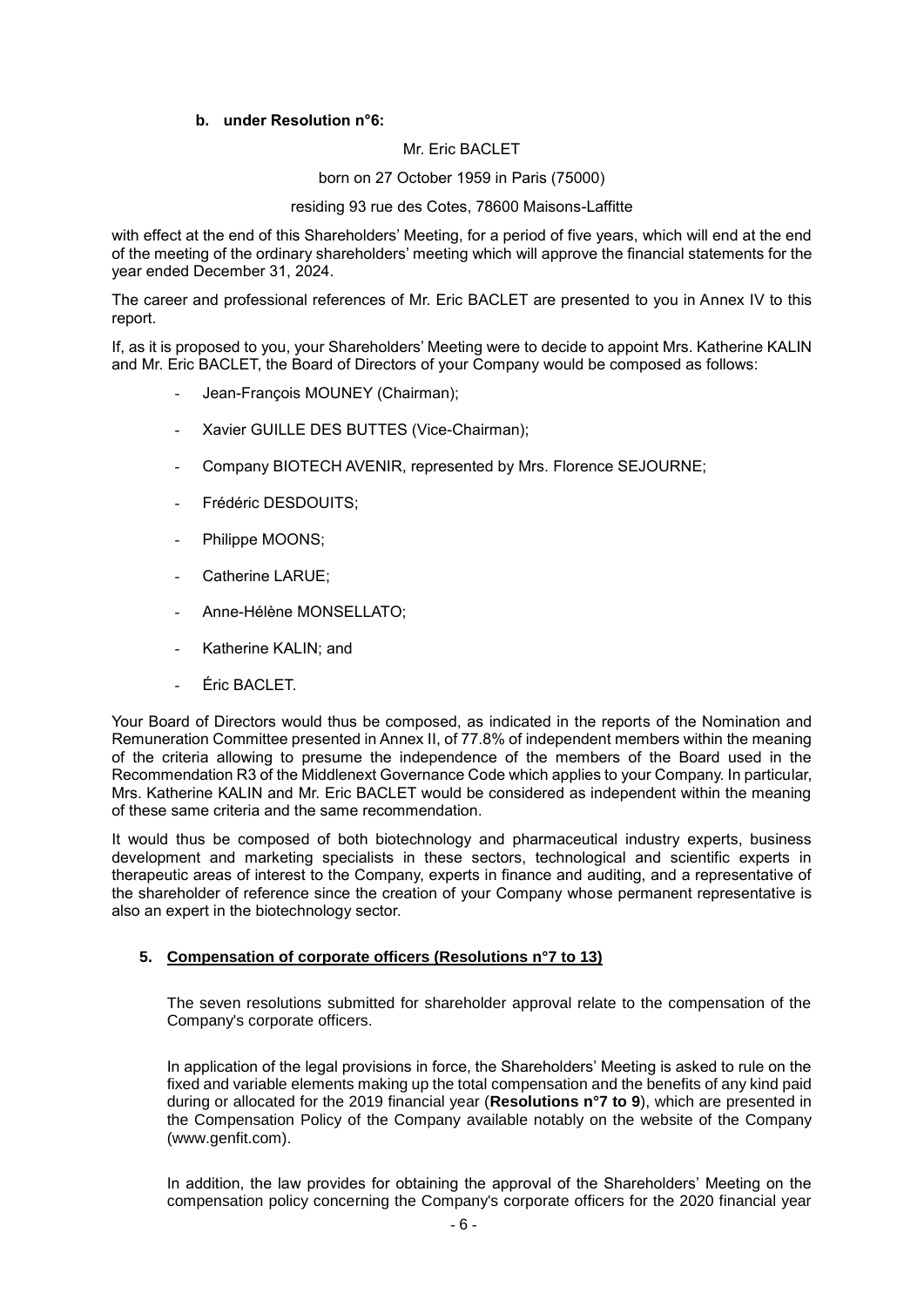**b. under Resolution n°6:**

Mr. Eric BACLET

born on 27 October 1959 in Paris (75000)

residing 93 rue des Cotes, 78600 Maisons-Laffitte

with effect at the end of this Shareholders' Meeting, for a period of five years, which will end at the end of the meeting of the ordinary shareholders' meeting which will approve the financial statements for the year ended December 31, 2024.

The career and professional references of Mr. Eric BACLET are presented to you in Annex IV to this report.

If, as it is proposed to you, your Shareholders' Meeting were to decide to appoint Mrs. Katherine KALIN and Mr. Eric BACLET, the Board of Directors of your Company would be composed as follows:

- Jean-François MOUNEY (Chairman);
- Xavier GUILLE DES BUTTES (Vice-Chairman);
- Company BIOTECH AVENIR, represented by Mrs. Florence SEJOURNE;
- Frédéric DESDOUITS;
- Philippe MOONS;
- Catherine LARUE;
- Anne-Hélène MONSELLATO;
- Katherine KALIN; and
- Éric BACLET.

Your Board of Directors would thus be composed, as indicated in the reports of the Nomination and Remuneration Committee presented in Annex II, of 77.8% of independent members within the meaning of the criteria allowing to presume the independence of the members of the Board used in the Recommendation R3 of the Middlenext Governance Code which applies to your Company. In particular, Mrs. Katherine KALIN and Mr. Eric BACLET would be considered as independent within the meaning of these same criteria and the same recommendation.

It would thus be composed of both biotechnology and pharmaceutical industry experts, business development and marketing specialists in these sectors, technological and scientific experts in therapeutic areas of interest to the Company, experts in finance and auditing, and a representative of the shareholder of reference since the creation of your Company whose permanent representative is also an expert in the biotechnology sector.

## 5. Compensation of corporate officers (Resolutions n°7 to 13)

The seven resolutions submitted for shareholder approval relate to the compensation of the Company's corporate officers.

In application of the legal provisions in force, the Shareholders' Meeting is asked to rule on the fixed and variable elements making up the total compensation and the benefits of any kind paid during or allocated for the 2019 financial year (**Resolutions n°7 to 9**), which are presented in the Compensation Policy of the Company available notably on the website of the Company (www.genfit.com).

In addition, the law provides for obtaining the approval of the Shareholders' Meeting on the compensation policy concerning the Company's corporate officers for the 2020 financial year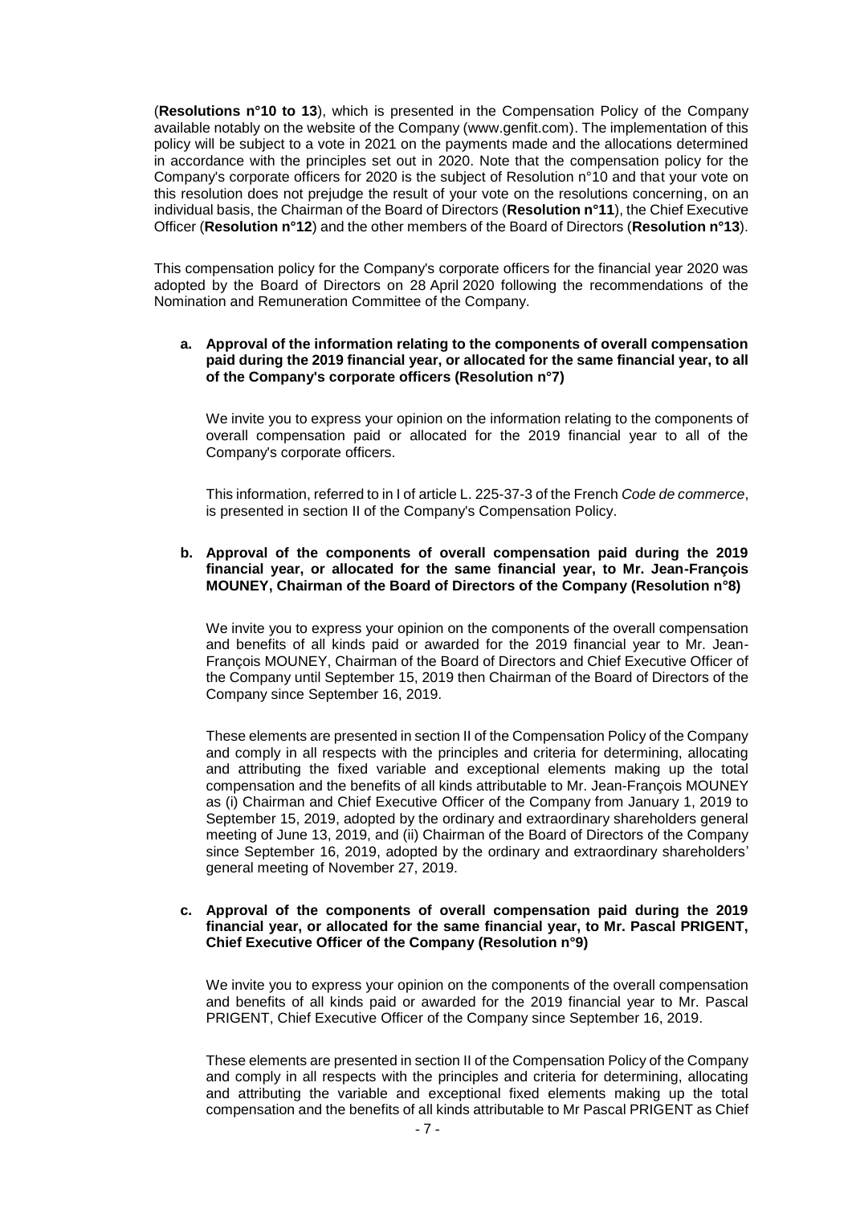(**Resolutions n°10 to 13**), which is presented in the Compensation Policy of the Company available notably on the website of the Company (www.genfit.com). The implementation of this policy will be subject to a vote in 2021 on the payments made and the allocations determined in accordance with the principles set out in 2020. Note that the compensation policy for the Company's corporate officers for 2020 is the subject of Resolution n°10 and that your vote on this resolution does not prejudge the result of your vote on the resolutions concerning, on an individual basis, the Chairman of the Board of Directors (**Resolution n°11**), the Chief Executive Officer (**Resolution n°12**) and the other members of the Board of Directors (**Resolution n°13**).

This compensation policy for the Company's corporate officers for the financial year 2020 was adopted by the Board of Directors on 28 April 2020 following the recommendations of the Nomination and Remuneration Committee of the Company.

**a. Approval of the information relating to the components of overall compensation paid during the 2019 financial year, or allocated for the same financial year, to all of the Company's corporate officers (Resolution n°7)**

We invite you to express your opinion on the information relating to the components of overall compensation paid or allocated for the 2019 financial year to all of the Company's corporate officers.

This information, referred to in I of article L. 225-37-3 of the French *Code de commerce*, is presented in section II of the Company's Compensation Policy.

**b. Approval of the components of overall compensation paid during the 2019 financial year, or allocated for the same financial year, to Mr. Jean-François MOUNEY, Chairman of the Board of Directors of the Company (Resolution n°8)**

We invite you to express your opinion on the components of the overall compensation and benefits of all kinds paid or awarded for the 2019 financial year to Mr. Jean-François MOUNEY, Chairman of the Board of Directors and Chief Executive Officer of the Company until September 15, 2019 then Chairman of the Board of Directors of the Company since September 16, 2019.

These elements are presented in section II of the Compensation Policy of the Company and comply in all respects with the principles and criteria for determining, allocating and attributing the fixed variable and exceptional elements making up the total compensation and the benefits of all kinds attributable to Mr. Jean-François MOUNEY as (i) Chairman and Chief Executive Officer of the Company from January 1, 2019 to September 15, 2019, adopted by the ordinary and extraordinary shareholders general meeting of June 13, 2019, and (ii) Chairman of the Board of Directors of the Company since September 16, 2019, adopted by the ordinary and extraordinary shareholders' general meeting of November 27, 2019.

**c. Approval of the components of overall compensation paid during the 2019 financial year, or allocated for the same financial year, to Mr. Pascal PRIGENT, Chief Executive Officer of the Company (Resolution n°9)**

We invite you to express your opinion on the components of the overall compensation and benefits of all kinds paid or awarded for the 2019 financial year to Mr. Pascal PRIGENT, Chief Executive Officer of the Company since September 16, 2019.

These elements are presented in section II of the Compensation Policy of the Company and comply in all respects with the principles and criteria for determining, allocating and attributing the variable and exceptional fixed elements making up the total compensation and the benefits of all kinds attributable to Mr Pascal PRIGENT as Chief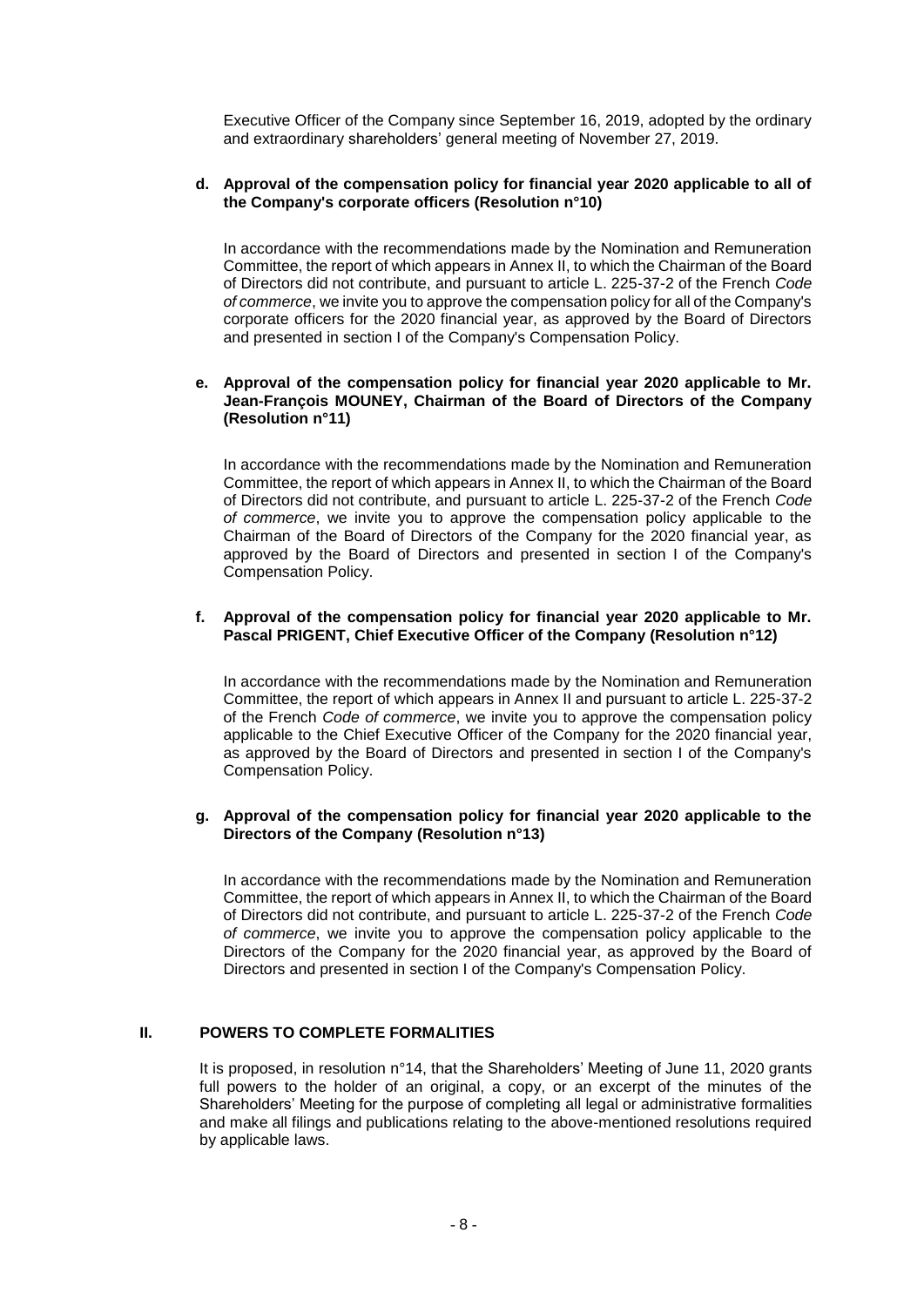Executive Officer of the Company since September 16, 2019, adopted by the ordinary and extraordinary shareholders' general meeting of November 27, 2019.

**d. Approval of the compensation policy for financial year 2020 applicable to all of the Company's corporate officers (Resolution n°10)**

In accordance with the recommendations made by the Nomination and Remuneration Committee, the report of which appears in Annex II, to which the Chairman of the Board of Directors did not contribute, and pursuant to article L. 225-37-2 of the French *Code of commerce*, we invite you to approve the compensation policy for all of the Company's corporate officers for the 2020 financial year, as approved by the Board of Directors and presented in section I of the Company's Compensation Policy.

**e. Approval of the compensation policy for financial year 2020 applicable to Mr. Jean-François MOUNEY, Chairman of the Board of Directors of the Company (Resolution n°11)**

In accordance with the recommendations made by the Nomination and Remuneration Committee, the report of which appears in Annex II, to which the Chairman of the Board of Directors did not contribute, and pursuant to article L. 225-37-2 of the French *Code of commerce*, we invite you to approve the compensation policy applicable to the Chairman of the Board of Directors of the Company for the 2020 financial year, as approved by the Board of Directors and presented in section I of the Company's Compensation Policy.

**f. Approval of the compensation policy for financial year 2020 applicable to Mr. Pascal PRIGENT, Chief Executive Officer of the Company (Resolution n°12)**

In accordance with the recommendations made by the Nomination and Remuneration Committee, the report of which appears in Annex II and pursuant to article L. 225-37-2 of the French *Code of commerce*, we invite you to approve the compensation policy applicable to the Chief Executive Officer of the Company for the 2020 financial year, as approved by the Board of Directors and presented in section I of the Company's Compensation Policy.

**g. Approval of the compensation policy for financial year 2020 applicable to the Directors of the Company (Resolution n°13)**

In accordance with the recommendations made by the Nomination and Remuneration Committee, the report of which appears in Annex II, to which the Chairman of the Board of Directors did not contribute, and pursuant to article L. 225-37-2 of the French *Code of commerce*, we invite you to approve the compensation policy applicable to the Directors of the Company for the 2020 financial year, as approved by the Board of Directors and presented in section I of the Company's Compensation Policy.

## II. POWERS TO COMPLETE FORMALITIES

It is proposed, in resolution n°14, that the Shareholders' Meeting of June 11, 2020 grants full powers to the holder of an original, a copy, or an excerpt of the minutes of the Shareholders' Meeting for the purpose of completing all legal or administrative formalities and make all filings and publications relating to the above-mentioned resolutions required by applicable laws.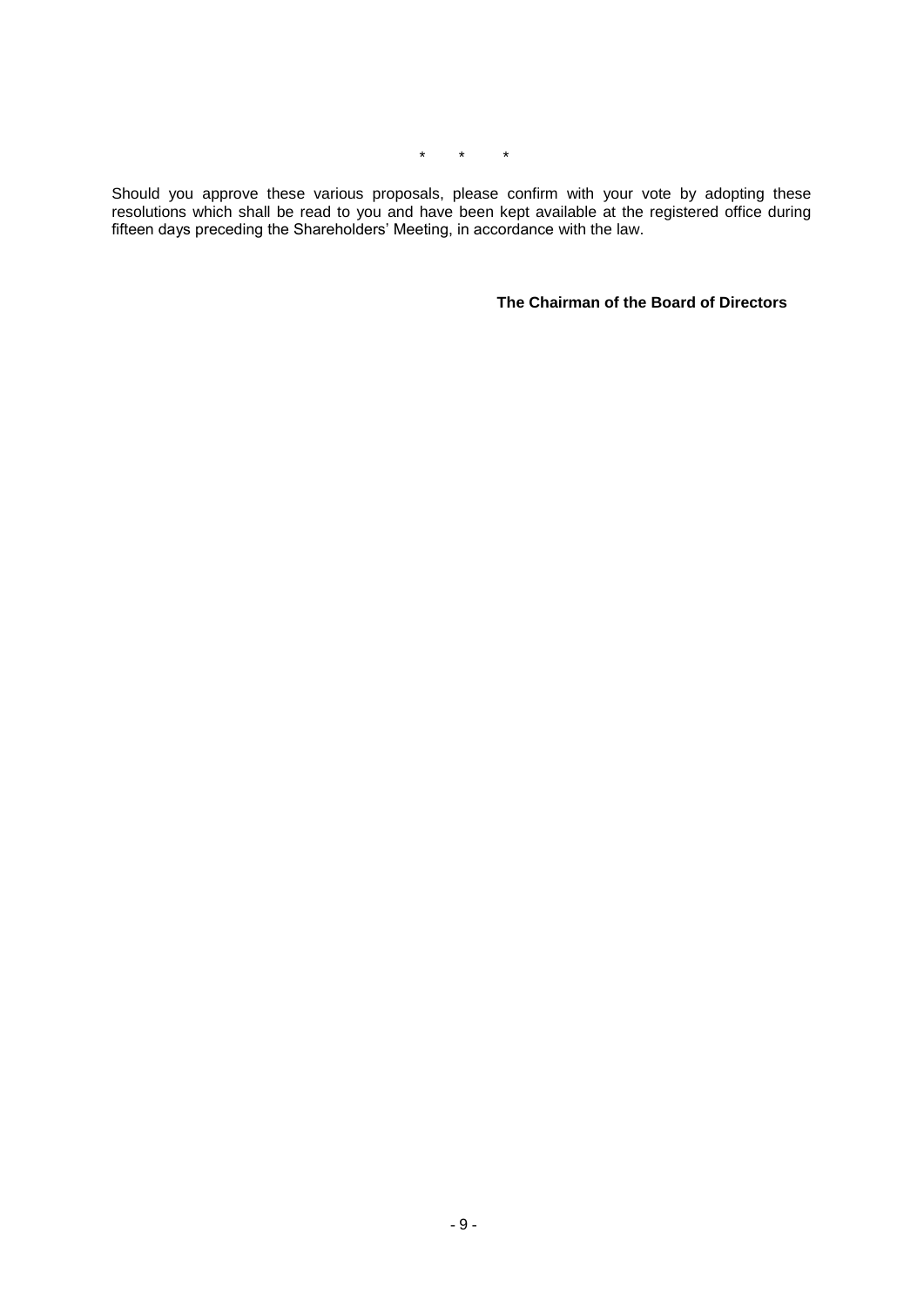\*        \*        \*

Should you approve these various proposals, please confirm with your vote by adopting these resolutions which shall be read to you and have been kept available at the registered office during fifteen days preceding the Shareholders' Meeting, in accordance with the law.

**The Chairman of the Board of Directors**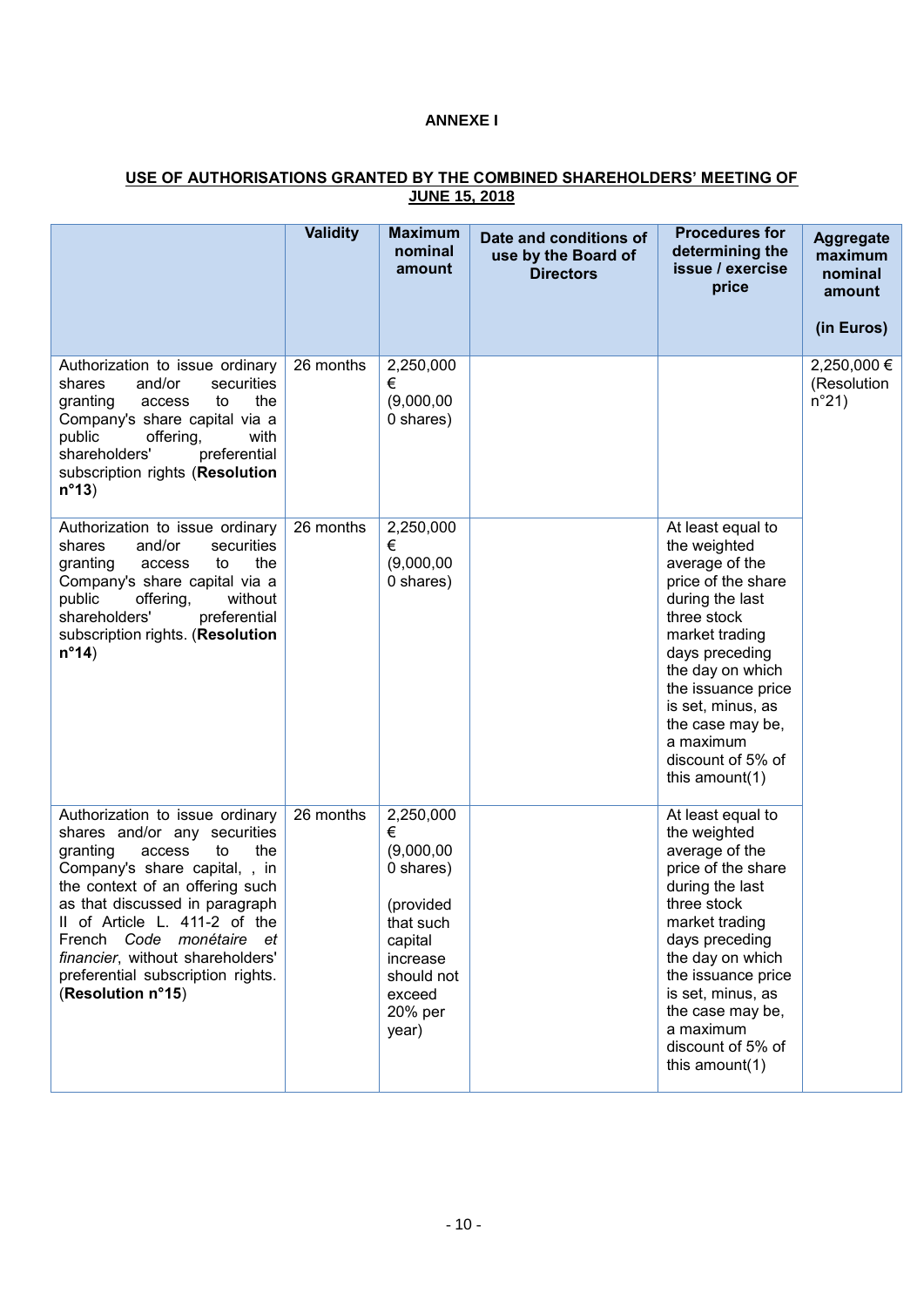**ANNEXE I**

**USE OF AUTHORISATIONS GRANTED BY THE COMBINED SHAREHOLDERS' MEETING OF JUNE 15, 2018**

| | Validity | Maximum nominal amount | Date and conditions of use by the Board of Directors | Procedures for determining the issue / exercise price | Aggregate maximum nominal amount (in Euros) |
|---|---|---|---|---|---|
| Authorization to issue ordinary shares and/or securities granting access to the Company's share capital via a public offering, with shareholders' preferential subscription rights (**Resolution n°13**) | 26 months | 2,250,000 € (9,000,000 shares) | | | 2,250,000 € (Resolution n°21) |
| Authorization to issue ordinary shares and/or securities granting access to the Company's share capital via a public offering, without shareholders' preferential subscription rights. (**Resolution n°14**) | 26 months | 2,250,000 € (9,000,000 shares) | | At least equal to the weighted average of the price of the share during the last three stock market trading days preceding the day on which the issuance price is set, minus, as the case may be, a maximum discount of 5% of this amount(1) | |
| Authorization to issue ordinary shares and/or any securities granting access to the Company's share capital, , in the context of an offering such as that discussed in paragraph II of Article L. 411-2 of the French *Code monétaire et financier*, without shareholders' preferential subscription rights. (**Resolution n°15**) | 26 months | 2,250,000 € (9,000,000 shares) (provided that such capital increase should not exceed 20% per year) | | At least equal to the weighted average of the price of the share during the last three stock market trading days preceding the day on which the issuance price is set, minus, as the case may be, a maximum discount of 5% of this amount(1) | |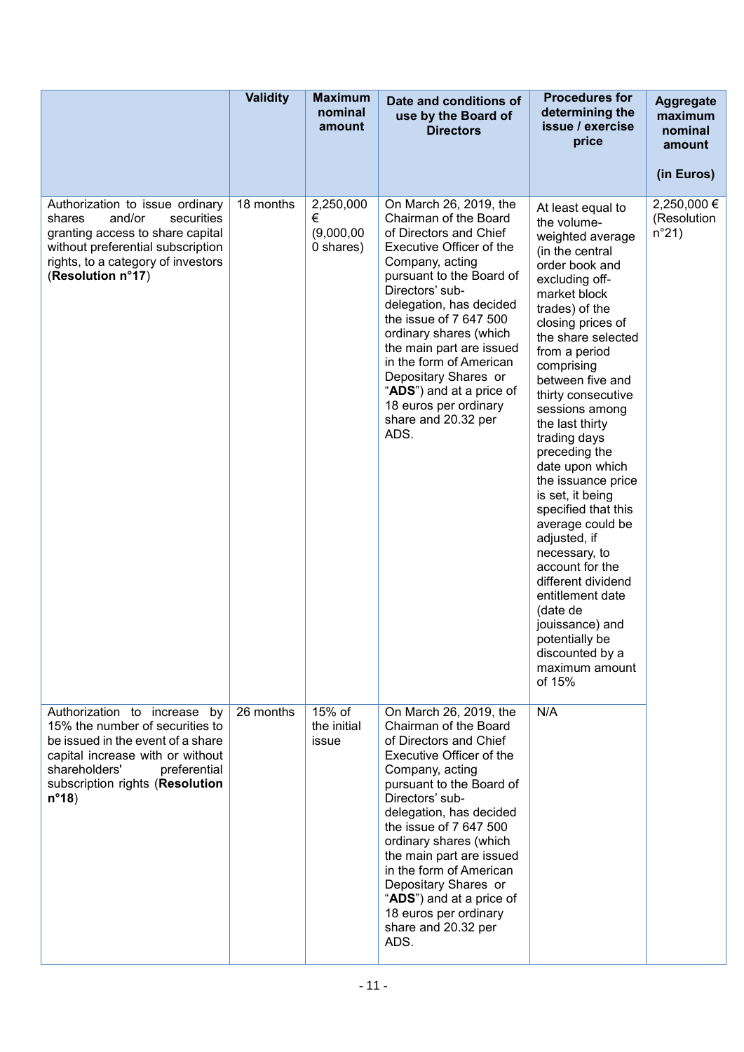| | Validity | Maximum nominal amount | Date and conditions of use by the Board of Directors | Procedures for determining the issue / exercise price | Aggregate maximum nominal amount (in Euros) |
|---|---|---|---|---|---|
| Authorization to issue ordinary shares and/or securities granting access to share capital without preferential subscription rights, to a category of investors (**Resolution n°17**) | 18 months | 2,250,000 € (9,000,000 shares) | On March 26, 2019, the Chairman of the Board of Directors and Chief Executive Officer of the Company, acting pursuant to the Board of Directors' sub-delegation, has decided the issue of 7 647 500 ordinary shares (which the main part are issued in the form of American Depositary Shares or "**ADS**") and at a price of 18 euros per ordinary share and 20.32 per ADS. | At least equal to the volume-weighted average (in the central order book and excluding off-market block trades) of the closing prices of the share selected from a period comprising between five and thirty consecutive sessions among the last thirty trading days preceding the date upon which the issuance price is set, it being specified that this average could be adjusted, if necessary, to account for the different dividend entitlement date (date de jouissance) and potentially be discounted by a maximum amount of 15% | 2,250,000 € (Resolution n°21) |
| Authorization to increase by 15% the number of securities to be issued in the event of a share capital increase with or without shareholders' preferential subscription rights (**Resolution n°18**) | 26 months | 15% of the initial issue | On March 26, 2019, the Chairman of the Board of Directors and Chief Executive Officer of the Company, acting pursuant to the Board of Directors' sub-delegation, has decided the issue of 7 647 500 ordinary shares (which the main part are issued in the form of American Depositary Shares or "**ADS**") and at a price of 18 euros per ordinary share and 20.32 per ADS. | N/A | |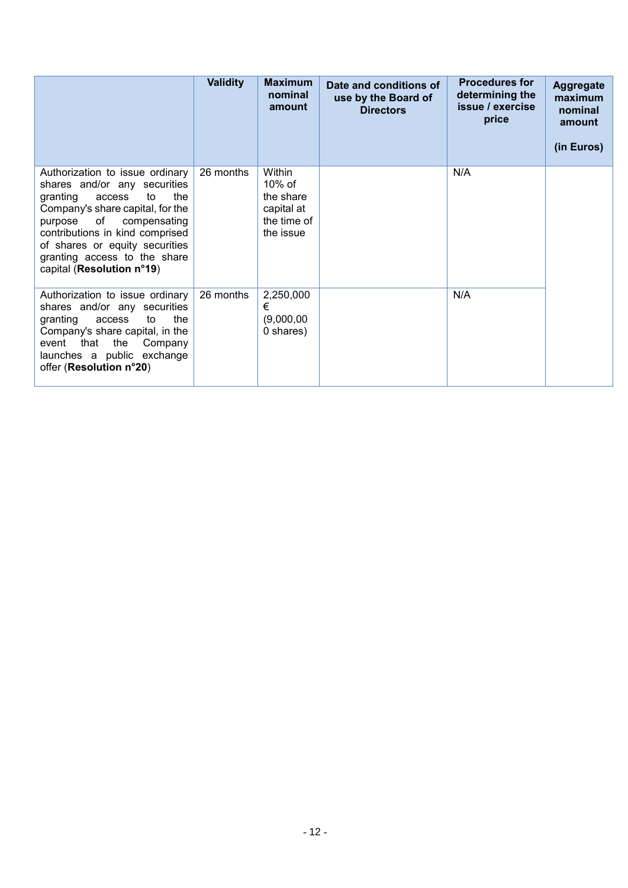| | Validity | Maximum nominal amount | Date and conditions of use by the Board of Directors | Procedures for determining the issue / exercise price | Aggregate maximum nominal amount (in Euros) |
|---|---|---|---|---|---|
| Authorization to issue ordinary shares and/or any securities granting access to the Company's share capital, for the purpose of compensating contributions in kind comprised of shares or equity securities granting access to the share capital (**Resolution n°19**) | 26 months | Within 10% of the share capital at the time of the issue | | N/A | |
| Authorization to issue ordinary shares and/or any securities granting access to the Company's share capital, in the event that the Company launches a public exchange offer (**Resolution n°20**) | 26 months | 2,250,000 € (9,000,000 shares) | | N/A | |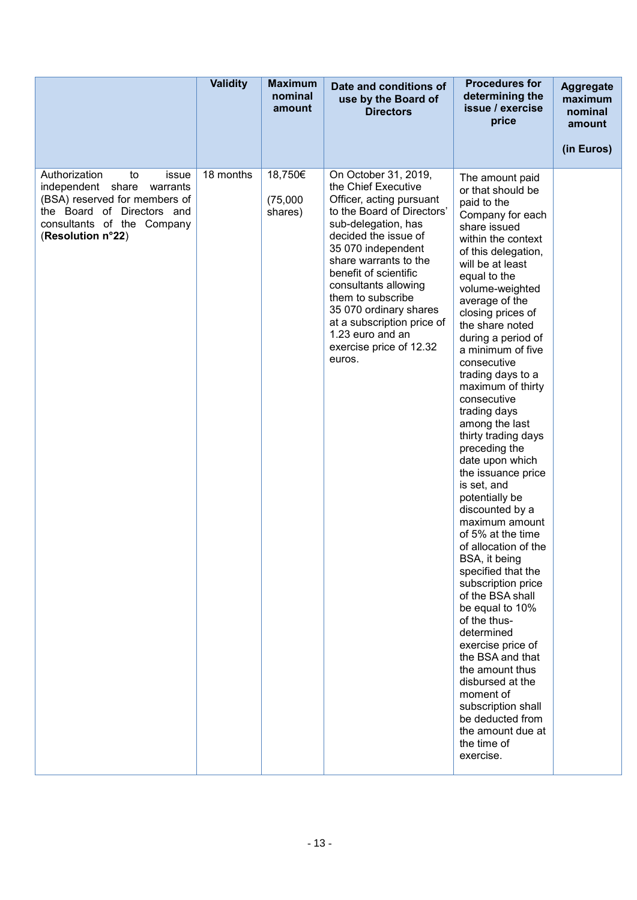| | Validity | Maximum nominal amount | Date and conditions of use by the Board of Directors | Procedures for determining the issue / exercise price | Aggregate maximum nominal amount (in Euros) |
|---|---|---|---|---|---|
| Authorization to issue independent share warrants (BSA) reserved for members of the Board of Directors and consultants of the Company (**Resolution n°22**) | 18 months | 18,750€ (75,000 shares) | On October 31, 2019, the Chief Executive Officer, acting pursuant to the Board of Directors' sub-delegation, has decided the issue of 35 070 independent share warrants to the benefit of scientific consultants allowing them to subscribe 35 070 ordinary shares at a subscription price of 1.23 euro and an exercise price of 12.32 euros. | The amount paid or that should be paid to the Company for each share issued within the context of this delegation, will be at least equal to the volume-weighted average of the closing prices of the share noted during a period of a minimum of five consecutive trading days to a maximum of thirty consecutive trading days among the last thirty trading days preceding the date upon which the issuance price is set, and potentially be discounted by a maximum amount of 5% at the time of allocation of the BSA, it being specified that the subscription price of the BSA shall be equal to 10% of the thus-determined exercise price of the BSA and that the amount thus disbursed at the moment of subscription shall be deducted from the amount due at the time of exercise. | |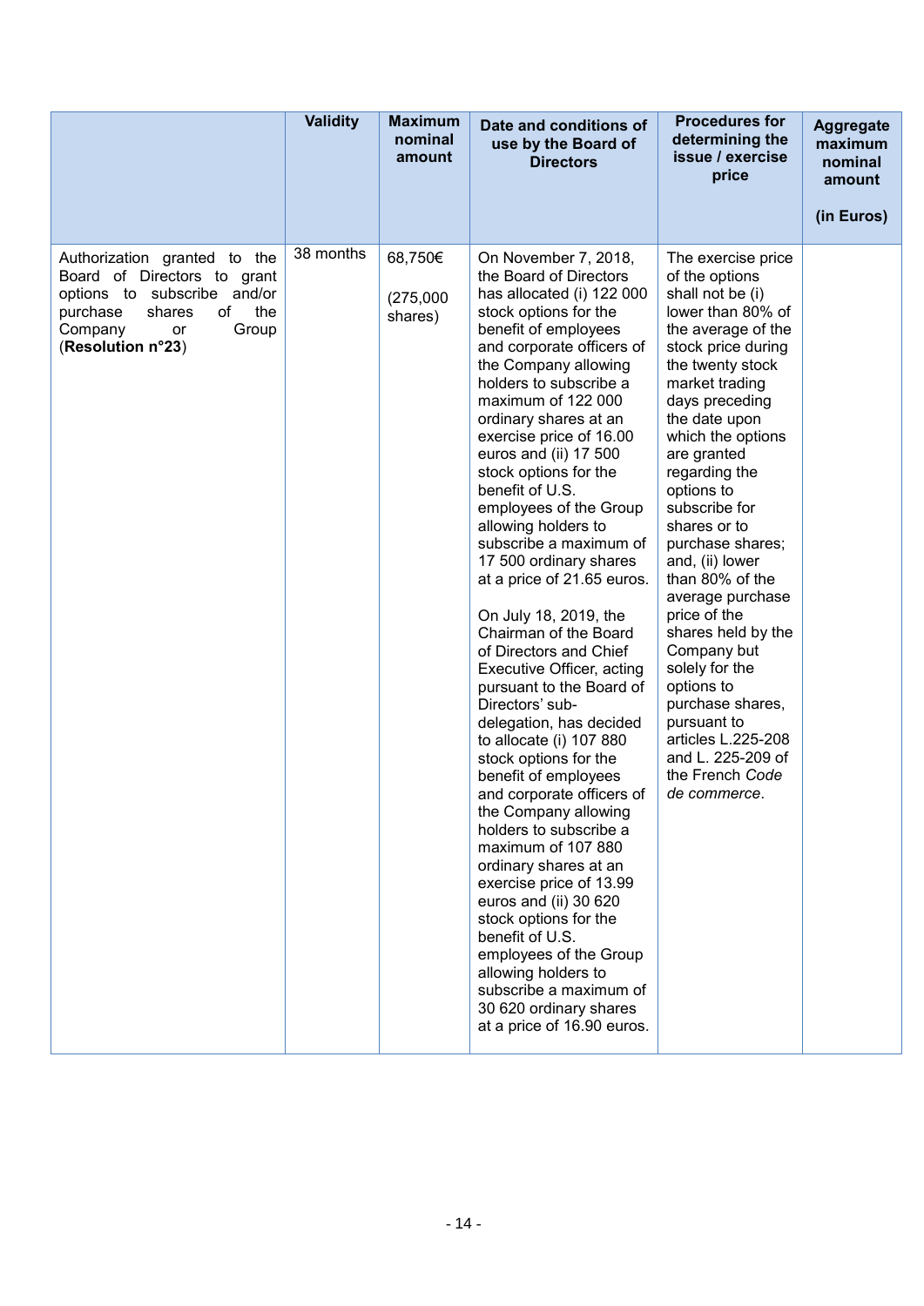| | Validity | Maximum nominal amount | Date and conditions of use by the Board of Directors | Procedures for determining the issue / exercise price | Aggregate maximum nominal amount (in Euros) |
|---|---|---|---|---|---|
| Authorization granted to the Board of Directors to grant options to subscribe and/or purchase shares of the Company or Group (**Resolution n°23**) | 38 months | 68,750€ (275,000 shares) | On November 7, 2018, the Board of Directors has allocated (i) 122 000 stock options for the benefit of employees and corporate officers of the Company allowing holders to subscribe a maximum of 122 000 ordinary shares at an exercise price of 16.00 euros and (ii) 17 500 stock options for the benefit of U.S. employees of the Group allowing holders to subscribe a maximum of 17 500 ordinary shares at a price of 21.65 euros.<br><br>On July 18, 2019, the Chairman of the Board of Directors and Chief Executive Officer, acting pursuant to the Board of Directors' sub-delegation, has decided to allocate (i) 107 880 stock options for the benefit of employees and corporate officers of the Company allowing holders to subscribe a maximum of 107 880 ordinary shares at an exercise price of 13.99 euros and (ii) 30 620 stock options for the benefit of U.S. employees of the Group allowing holders to subscribe a maximum of 30 620 ordinary shares at a price of 16.90 euros. | The exercise price of the options shall not be (i) lower than 80% of the average of the stock price during the twenty stock market trading days preceding the date upon which the options are granted regarding the options to subscribe for shares or to purchase shares; and, (ii) lower than 80% of the average purchase price of the shares held by the Company but solely for the options to purchase shares, pursuant to articles L.225-208 and L. 225-209 of the French *Code de commerce*. | |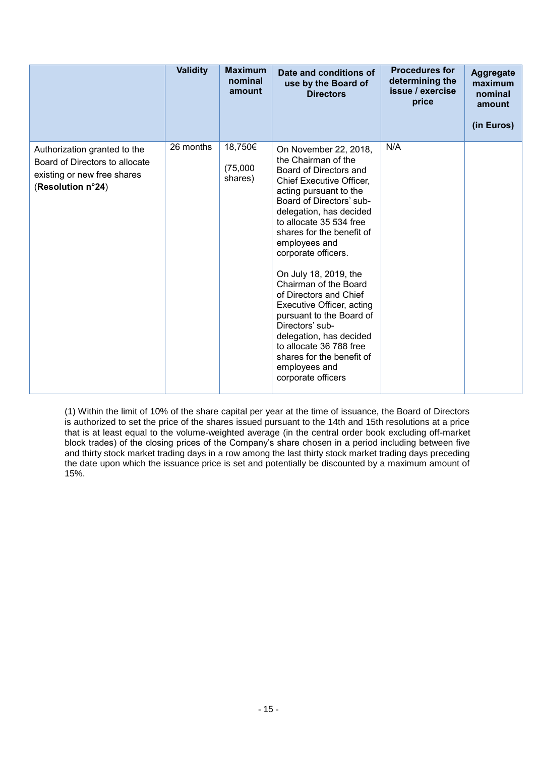| | Validity | Maximum nominal amount | Date and conditions of use by the Board of Directors | Procedures for determining the issue / exercise price | Aggregate maximum nominal amount (in Euros) |
|---|---|---|---|---|---|
| Authorization granted to the Board of Directors to allocate existing or new free shares (**Resolution n°24**) | 26 months | 18,750€ (75,000 shares) | On November 22, 2018, the Chairman of the Board of Directors and Chief Executive Officer, acting pursuant to the Board of Directors' sub-delegation, has decided to allocate 35 534 free shares for the benefit of employees and corporate officers. On July 18, 2019, the Chairman of the Board of Directors and Chief Executive Officer, acting pursuant to the Board of Directors' sub-delegation, has decided to allocate 36 788 free shares for the benefit of employees and corporate officers | N/A | |

(1) Within the limit of 10% of the share capital per year at the time of issuance, the Board of Directors is authorized to set the price of the shares issued pursuant to the 14th and 15th resolutions at a price that is at least equal to the volume-weighted average (in the central order book excluding off-market block trades) of the closing prices of the Company's share chosen in a period including between five and thirty stock market trading days in a row among the last thirty stock market trading days preceding the date upon which the issuance price is set and potentially be discounted by a maximum amount of 15%.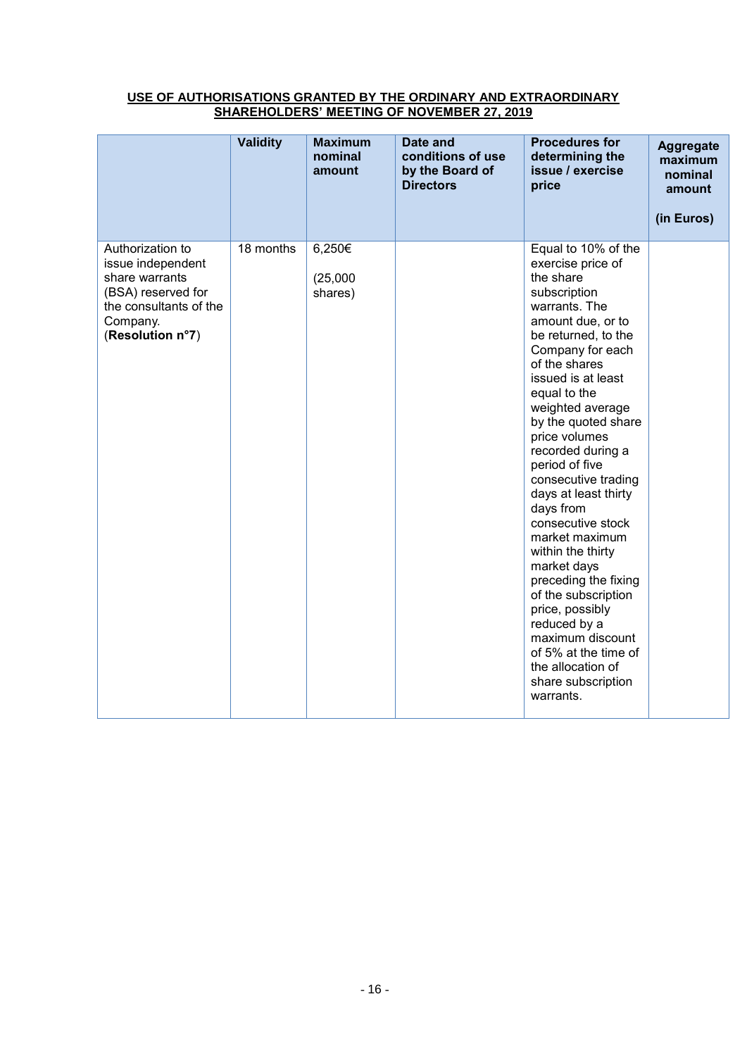**USE OF AUTHORISATIONS GRANTED BY THE ORDINARY AND EXTRAORDINARY SHAREHOLDERS' MEETING OF NOVEMBER 27, 2019**

| | **Validity** | **Maximum nominal amount** | **Date and conditions of use by the Board of Directors** | **Procedures for determining the issue / exercise price** | **Aggregate maximum nominal amount (in Euros)** |
|---|---|---|---|---|---|
| Authorization to issue independent share warrants (BSA) reserved for the consultants of the Company. (**Resolution n°7**) | 18 months | 6,250€ (25,000 shares) | | Equal to 10% of the exercise price of the share subscription warrants. The amount due, or to be returned, to the Company for each of the shares issued is at least equal to the weighted average by the quoted share price volumes recorded during a period of five consecutive trading days at least thirty days from consecutive stock market maximum within the thirty market days preceding the fixing of the subscription price, possibly reduced by a maximum discount of 5% at the time of the allocation of share subscription warrants. | |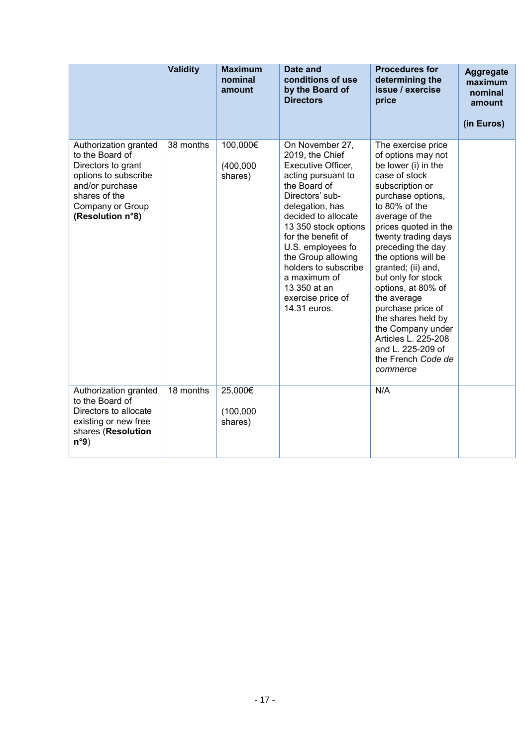| | **Validity** | **Maximum nominal amount** | **Date and conditions of use by the Board of Directors** | **Procedures for determining the issue / exercise price** | **Aggregate maximum nominal amount (in Euros)** |
|---|---|---|---|---|---|
| Authorization granted to the Board of Directors to grant options to subscribe and/or purchase shares of the Company or Group **(Resolution n°8)** | 38 months | 100,000€ (400,000 shares) | On November 27, 2019, the Chief Executive Officer, acting pursuant to the Board of Directors' sub-delegation, has decided to allocate 13 350 stock options for the benefit of U.S. employees fo the Group allowing holders to subscribe a maximum of 13 350 at an exercise price of 14.31 euros. | The exercise price of options may not be lower (i) in the case of stock subscription or purchase options, to 80% of the average of the prices quoted in the twenty trading days preceding the day the options will be granted; (ii) and, but only for stock options, at 80% of the average purchase price of the shares held by the Company under Articles L. 225-208 and L. 225-209 of the French *Code de commerce* | |
| Authorization granted to the Board of Directors to allocate existing or new free shares (**Resolution n°9**) | 18 months | 25,000€ (100,000 shares) | | N/A | |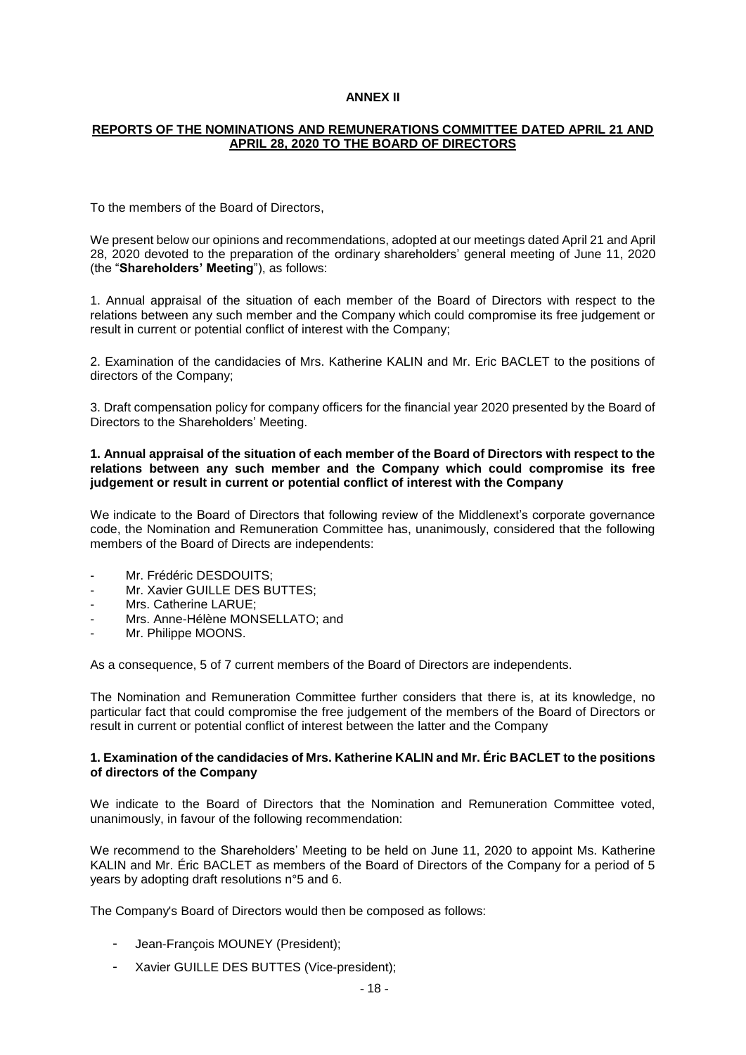**ANNEX II**

**REPORTS OF THE NOMINATIONS AND REMUNERATIONS COMMITTEE DATED APRIL 21 AND APRIL 28, 2020 TO THE BOARD OF DIRECTORS**

To the members of the Board of Directors,

We present below our opinions and recommendations, adopted at our meetings dated April 21 and April 28, 2020 devoted to the preparation of the ordinary shareholders' general meeting of June 11, 2020 (the "**Shareholders' Meeting**"), as follows:

1. Annual appraisal of the situation of each member of the Board of Directors with respect to the relations between any such member and the Company which could compromise its free judgement or result in current or potential conflict of interest with the Company;

2. Examination of the candidacies of Mrs. Katherine KALIN and Mr. Eric BACLET to the positions of directors of the Company;

3. Draft compensation policy for company officers for the financial year 2020 presented by the Board of Directors to the Shareholders' Meeting.

**1. Annual appraisal of the situation of each member of the Board of Directors with respect to the relations between any such member and the Company which could compromise its free judgement or result in current or potential conflict of interest with the Company**

We indicate to the Board of Directors that following review of the Middlenext's corporate governance code, the Nomination and Remuneration Committee has, unanimously, considered that the following members of the Board of Directs are independents:

- Mr. Frédéric DESDOUITS;
- Mr. Xavier GUILLE DES BUTTES;
- Mrs. Catherine LARUE;
- Mrs. Anne-Hélène MONSELLATO; and
- Mr. Philippe MOONS.

As a consequence, 5 of 7 current members of the Board of Directors are independents.

The Nomination and Remuneration Committee further considers that there is, at its knowledge, no particular fact that could compromise the free judgement of the members of the Board of Directors or result in current or potential conflict of interest between the latter and the Company

**1. Examination of the candidacies of Mrs. Katherine KALIN and Mr. Éric BACLET to the positions of directors of the Company**

We indicate to the Board of Directors that the Nomination and Remuneration Committee voted, unanimously, in favour of the following recommendation:

We recommend to the Shareholders' Meeting to be held on June 11, 2020 to appoint Ms. Katherine KALIN and Mr. Éric BACLET as members of the Board of Directors of the Company for a period of 5 years by adopting draft resolutions n°5 and 6.

The Company's Board of Directors would then be composed as follows:

- Jean-François MOUNEY (President);
- Xavier GUILLE DES BUTTES (Vice-president);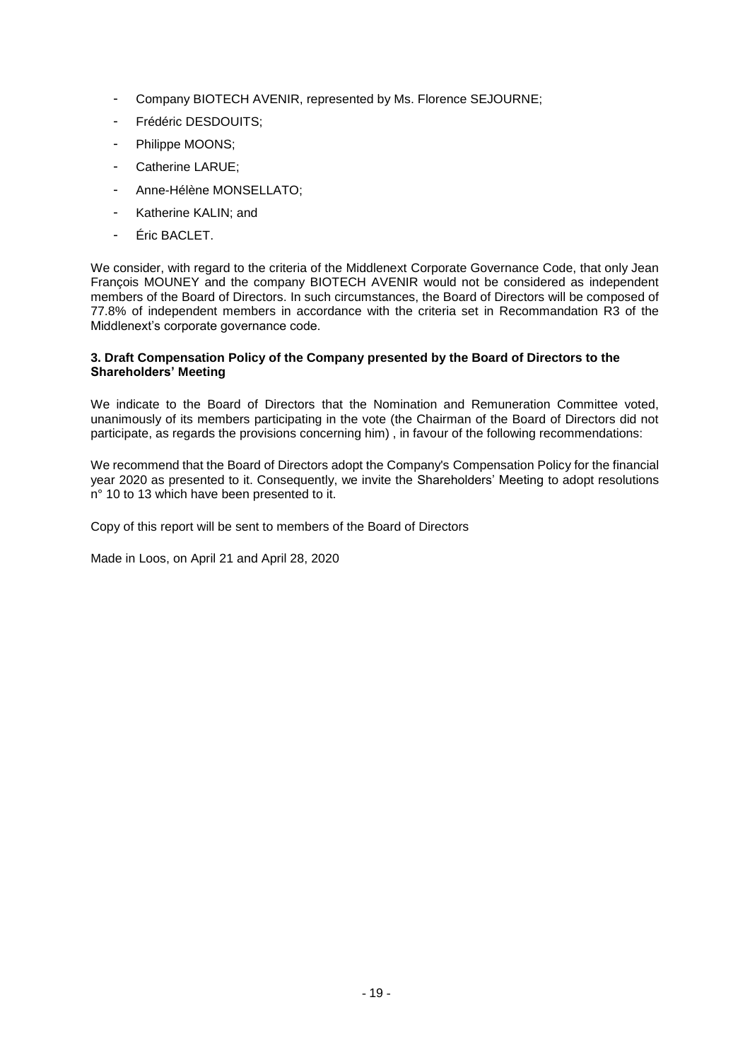- Company BIOTECH AVENIR, represented by Ms. Florence SEJOURNE;
- Frédéric DESDOUITS;
- Philippe MOONS;
- Catherine LARUE;
- Anne-Hélène MONSELLATO;
- Katherine KALIN; and
- Éric BACLET.

We consider, with regard to the criteria of the Middlenext Corporate Governance Code, that only Jean François MOUNEY and the company BIOTECH AVENIR would not be considered as independent members of the Board of Directors. In such circumstances, the Board of Directors will be composed of 77.8% of independent members in accordance with the criteria set in Recommandation R3 of the Middlenext's corporate governance code.

**3. Draft Compensation Policy of the Company presented by the Board of Directors to the Shareholders' Meeting**

We indicate to the Board of Directors that the Nomination and Remuneration Committee voted, unanimously of its members participating in the vote (the Chairman of the Board of Directors did not participate, as regards the provisions concerning him) , in favour of the following recommendations:

We recommend that the Board of Directors adopt the Company's Compensation Policy for the financial year 2020 as presented to it. Consequently, we invite the Shareholders' Meeting to adopt resolutions n° 10 to 13 which have been presented to it.

Copy of this report will be sent to members of the Board of Directors

Made in Loos, on April 21 and April 28, 2020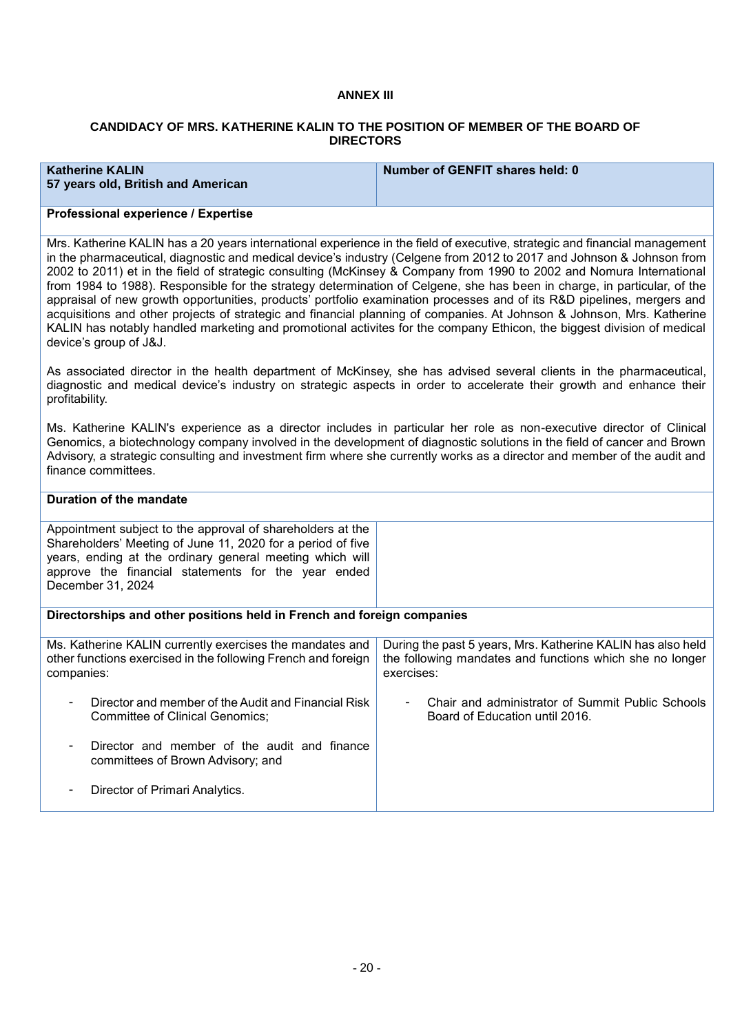## ANNEX III

### CANDIDACY OF MRS. KATHERINE KALIN TO THE POSITION OF MEMBER OF THE BOARD OF DIRECTORS

| **Katherine KALIN**<br>**57 years old, British and American** | **Number of GENFIT shares held: 0** |
|---|---|

**Professional experience / Expertise**

Mrs. Katherine KALIN has a 20 years international experience in the field of executive, strategic and financial management in the pharmaceutical, diagnostic and medical device's industry (Celgene from 2012 to 2017 and Johnson & Johnson from 2002 to 2011) et in the field of strategic consulting (McKinsey & Company from 1990 to 2002 and Nomura International from 1984 to 1988). Responsible for the strategy determination of Celgene, she has been in charge, in particular, of the appraisal of new growth opportunities, products' portfolio examination processes and of its R&D pipelines, mergers and acquisitions and other projects of strategic and financial planning of companies. At Johnson & Johnson, Mrs. Katherine KALIN has notably handled marketing and promotional activites for the company Ethicon, the biggest division of medical device's group of J&J.

As associated director in the health department of McKinsey, she has advised several clients in the pharmaceutical, diagnostic and medical device's industry on strategic aspects in order to accelerate their growth and enhance their profitability.

Ms. Katherine KALIN's experience as a director includes in particular her role as non-executive director of Clinical Genomics, a biotechnology company involved in the development of diagnostic solutions in the field of cancer and Brown Advisory, a strategic consulting and investment firm where she currently works as a director and member of the audit and finance committees.

**Duration of the mandate**

Appointment subject to the approval of shareholders at the Shareholders' Meeting of June 11, 2020 for a period of five years, ending at the ordinary general meeting which will approve the financial statements for the year ended December 31, 2024

**Directorships and other positions held in French and foreign companies**

| Ms. Katherine KALIN currently exercises the mandates and other functions exercised in the following French and foreign companies: | During the past 5 years, Mrs. Katherine KALIN has also held the following mandates and functions which she no longer exercises: |
|---|---|
| - Director and member of the Audit and Financial Risk Committee of Clinical Genomics;<br>- Director and member of the audit and finance committees of Brown Advisory; and<br>- Director of Primari Analytics. | - Chair and administrator of Summit Public Schools Board of Education until 2016. |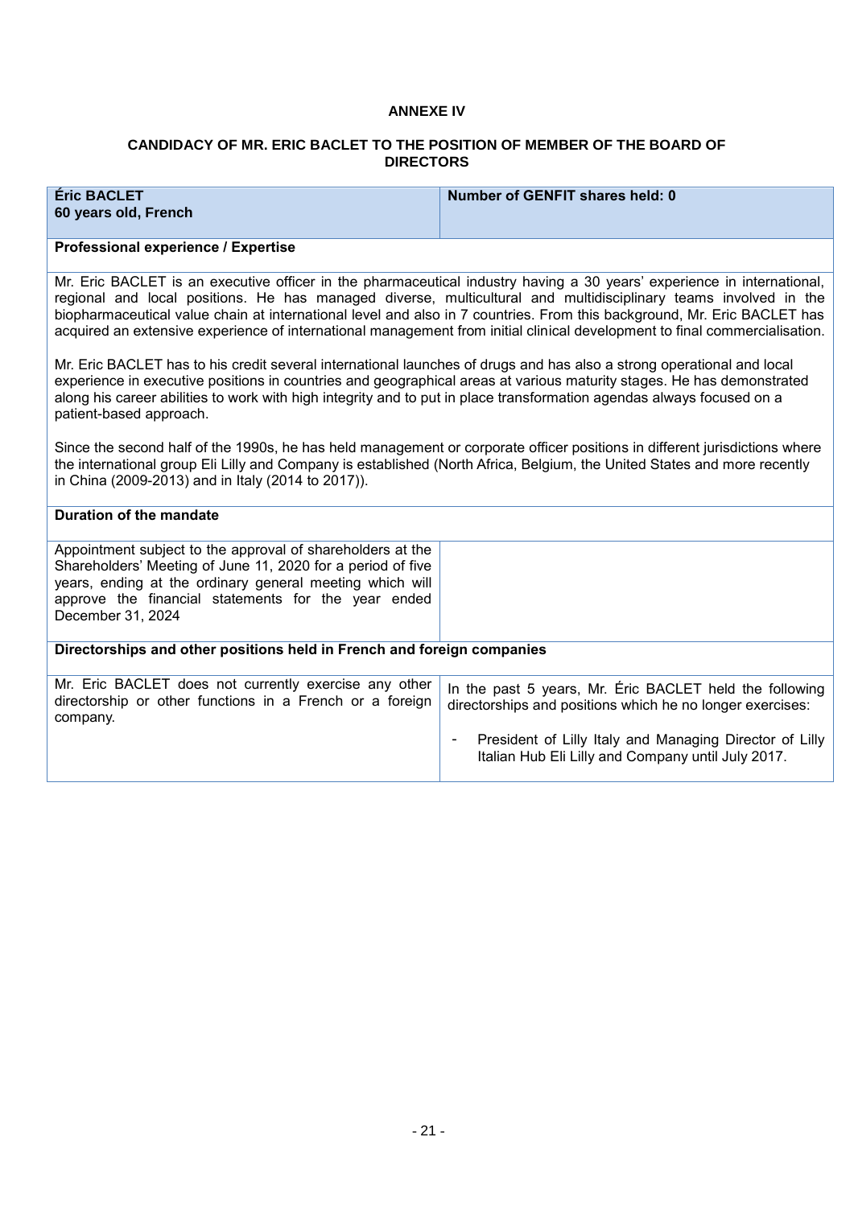**ANNEXE IV**

**CANDIDACY OF MR. ERIC BACLET TO THE POSITION OF MEMBER OF THE BOARD OF DIRECTORS**

| **Éric BACLET**<br>**60 years old, French** | **Number of GENFIT shares held: 0** |
| --- | --- |
| **Professional experience / Expertise** | |
| Mr. Eric BACLET is an executive officer in the pharmaceutical industry having a 30 years' experience in international, regional and local positions. He has managed diverse, multicultural and multidisciplinary teams involved in the biopharmaceutical value chain at international level and also in 7 countries. From this background, Mr. Eric BACLET has acquired an extensive experience of international management from initial clinical development to final commercialisation.<br><br>Mr. Eric BACLET has to his credit several international launches of drugs and has also a strong operational and local experience in executive positions in countries and geographical areas at various maturity stages. He has demonstrated along his career abilities to work with high integrity and to put in place transformation agendas always focused on a patient-based approach.<br><br>Since the second half of the 1990s, he has held management or corporate officer positions in different jurisdictions where the international group Eli Lilly and Company is established (North Africa, Belgium, the United States and more recently in China (2009-2013) and in Italy (2014 to 2017)). | |
| **Duration of the mandate** | |
| Appointment subject to the approval of shareholders at the Shareholders' Meeting of June 11, 2020 for a period of five years, ending at the ordinary general meeting which will approve the financial statements for the year ended December 31, 2024 | |
| **Directorships and other positions held in French and foreign companies** | |
| Mr. Eric BACLET does not currently exercise any other directorship or other functions in a French or a foreign company. | In the past 5 years, Mr. Éric BACLET held the following directorships and positions which he no longer exercises:<br><br>- President of Lilly Italy and Managing Director of Lilly Italian Hub Eli Lilly and Company until July 2017. |